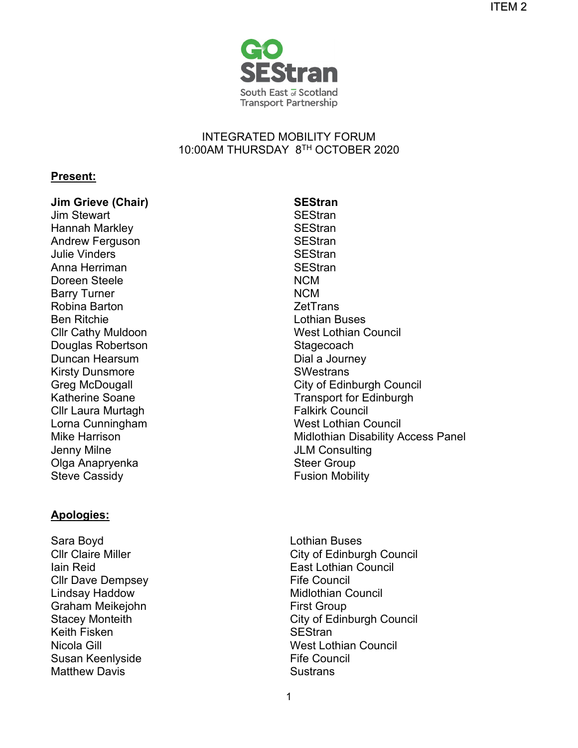ITEM 2

GO SEStran
South East of Scotland Transport Partnership

# INTEGRATED MOBILITY FORUM
## 10:00AM THURSDAY 8TH OCTOBER 2020

**Present:**

| | |
|---|---|
| **Jim Grieve (Chair)** | **SEStran** |
| Jim Stewart | SEStran |
| Hannah Markley | SEStran |
| Andrew Ferguson | SEStran |
| Julie Vinders | SEStran |
| Anna Herriman | SEStran |
| Doreen Steele | NCM |
| Barry Turner | NCM |
| Robina Barton | ZetTrans |
| Ben Ritchie | Lothian Buses |
| Cllr Cathy Muldoon | West Lothian Council |
| Douglas Robertson | Stagecoach |
| Duncan Hearsum | Dial a Journey |
| Kirsty Dunsmore | SWestrans |
| Greg McDougall | City of Edinburgh Council |
| Katherine Soane | Transport for Edinburgh |
| Cllr Laura Murtagh | Falkirk Council |
| Lorna Cunningham | West Lothian Council |
| Mike Harrison | Midlothian Disability Access Panel |
| Jenny Milne | JLM Consulting |
| Olga Anapryenka | Steer Group |
| Steve Cassidy | Fusion Mobility |

**Apologies:**

| | |
|---|---|
| Sara Boyd | Lothian Buses |
| Cllr Claire Miller | City of Edinburgh Council |
| Iain Reid | East Lothian Council |
| Cllr Dave Dempsey | Fife Council |
| Lindsay Haddow | Midlothian Council |
| Graham Meikejohn | First Group |
| Stacey Monteith | City of Edinburgh Council |
| Keith Fisken | SEStran |
| Nicola Gill | West Lothian Council |
| Susan Keenlyside | Fife Council |
| Matthew Davis | Sustrans |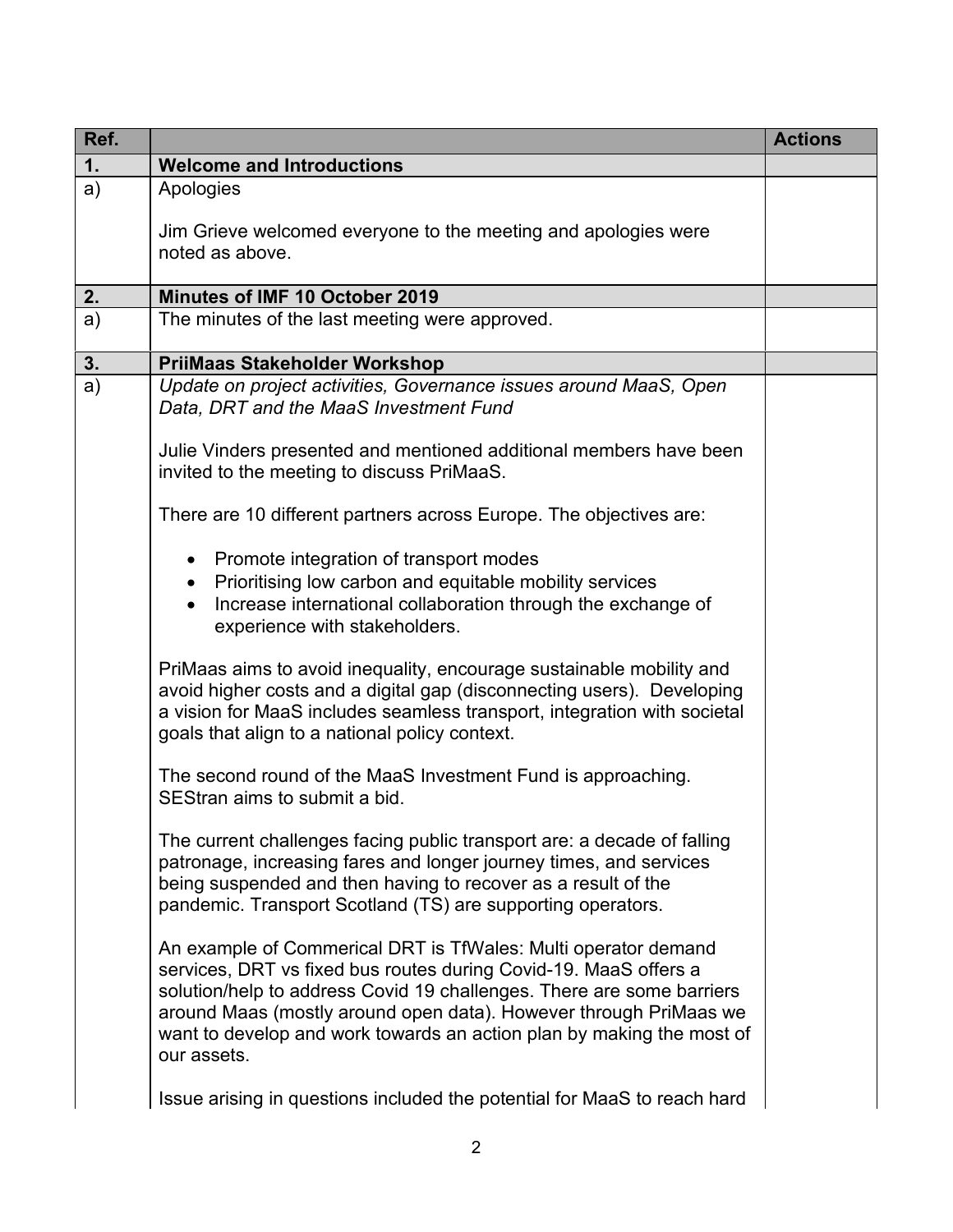| Ref. | | Actions |
|---|---|---|
| **1.** | **Welcome and Introductions** | |
| a) | Apologies<br><br>Jim Grieve welcomed everyone to the meeting and apologies were noted as above. | |
| **2.** | **Minutes of IMF 10 October 2019** | |
| a) | The minutes of the last meeting were approved. | |
| **3.** | **PriiMaas Stakeholder Workshop** | |
| a) | *Update on project activities, Governance issues around MaaS, Open Data, DRT and the MaaS Investment Fund*<br><br>Julie Vinders presented and mentioned additional members have been invited to the meeting to discuss PriMaaS.<br><br>There are 10 different partners across Europe. The objectives are:<br><br>• Promote integration of transport modes<br>• Prioritising low carbon and equitable mobility services<br>• Increase international collaboration through the exchange of experience with stakeholders.<br><br>PriMaas aims to avoid inequality, encourage sustainable mobility and avoid higher costs and a digital gap (disconnecting users). Developing a vision for MaaS includes seamless transport, integration with societal goals that align to a national policy context.<br><br>The second round of the MaaS Investment Fund is approaching. SEStran aims to submit a bid.<br><br>The current challenges facing public transport are: a decade of falling patronage, increasing fares and longer journey times, and services being suspended and then having to recover as a result of the pandemic. Transport Scotland (TS) are supporting operators.<br><br>An example of Commerical DRT is TfWales: Multi operator demand services, DRT vs fixed bus routes during Covid-19. MaaS offers a solution/help to address Covid 19 challenges. There are some barriers around Maas (mostly around open data). However through PriMaas we want to develop and work towards an action plan by making the most of our assets.<br><br>Issue arising in questions included the potential for MaaS to reach hard | |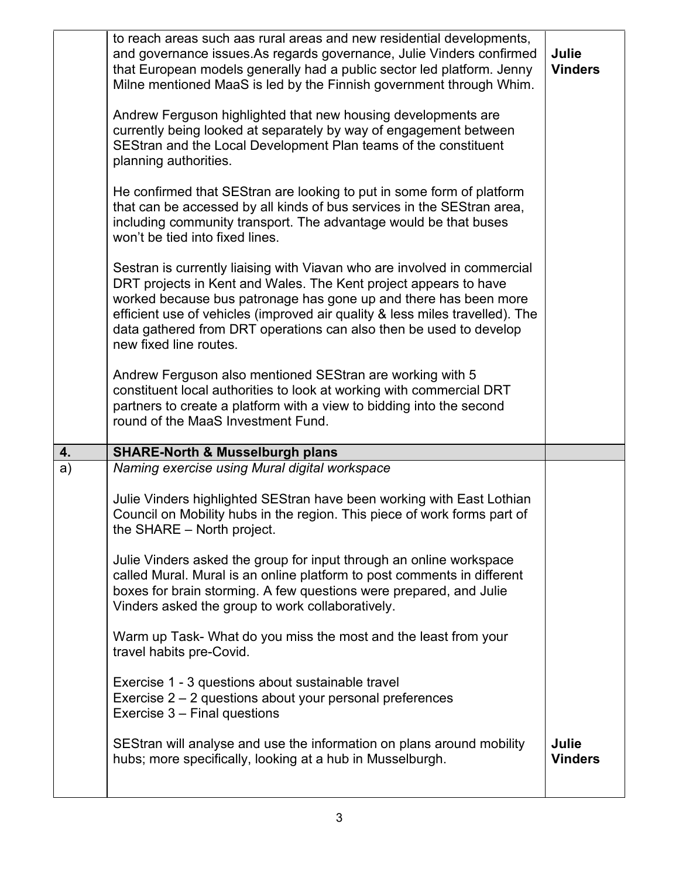| | | |
|---|---|---|
| | to reach areas such aas rural areas and new residential developments, and governance issues.As regards governance, Julie Vinders confirmed that European models generally had a public sector led platform. Jenny Milne mentioned MaaS is led by the Finnish government through Whim.<br><br>Andrew Ferguson highlighted that new housing developments are currently being looked at separately by way of engagement between SEStran and the Local Development Plan teams of the constituent planning authorities.<br><br>He confirmed that SEStran are looking to put in some form of platform that can be accessed by all kinds of bus services in the SEStran area, including community transport. The advantage would be that buses won't be tied into fixed lines.<br><br>Sestran is currently liaising with Viavan who are involved in commercial DRT projects in Kent and Wales. The Kent project appears to have worked because bus patronage has gone up and there has been more efficient use of vehicles (improved air quality & less miles travelled). The data gathered from DRT operations can also then be used to develop new fixed line routes.<br><br>Andrew Ferguson also mentioned SEStran are working with 5 constituent local authorities to look at working with commercial DRT partners to create a platform with a view to bidding into the second round of the MaaS Investment Fund. | **Julie Vinders** |
| **4.** | **SHARE-North & Musselburgh plans** | |
| a) | *Naming exercise using Mural digital workspace*<br><br>Julie Vinders highlighted SEStran have been working with East Lothian Council on Mobility hubs in the region. This piece of work forms part of the SHARE – North project.<br><br>Julie Vinders asked the group for input through an online workspace called Mural. Mural is an online platform to post comments in different boxes for brain storming. A few questions were prepared, and Julie Vinders asked the group to work collaboratively.<br><br>Warm up Task- What do you miss the most and the least from your travel habits pre-Covid.<br><br>Exercise 1 - 3 questions about sustainable travel<br>Exercise 2 – 2 questions about your personal preferences<br>Exercise 3 – Final questions<br><br>SEStran will analyse and use the information on plans around mobility hubs; more specifically, looking at a hub in Musselburgh. | **Julie Vinders** |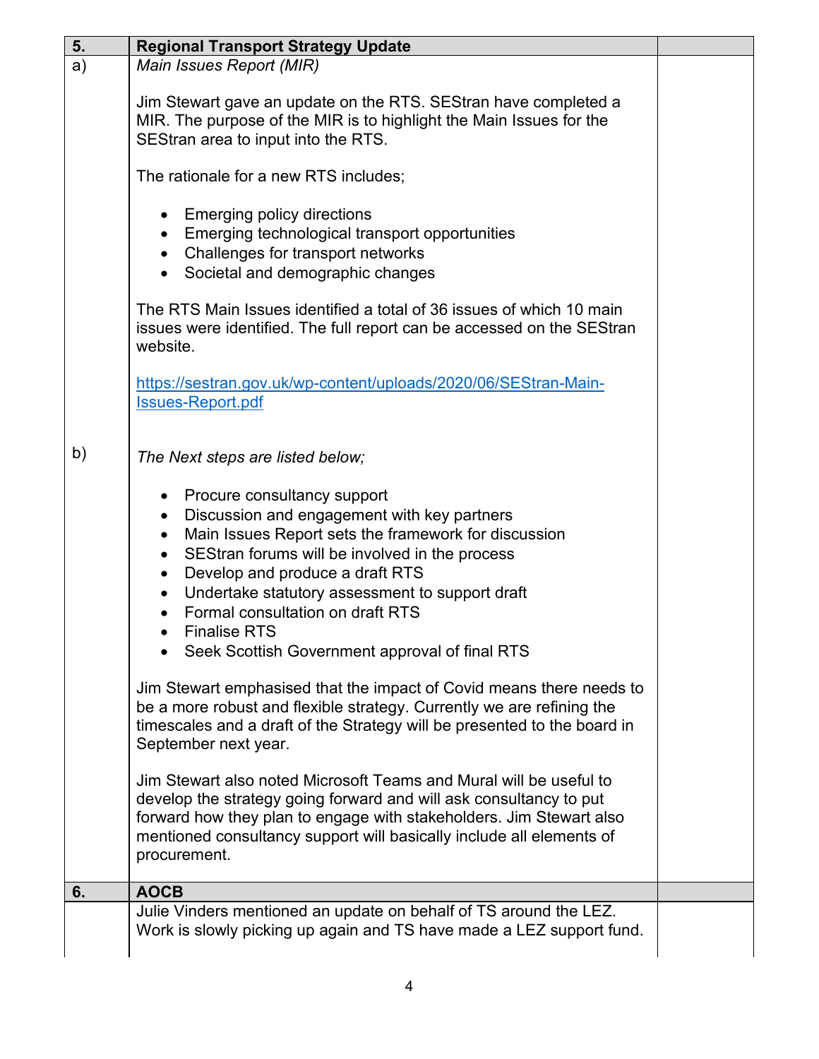| 5. | **Regional Transport Strategy Update** | |
|---|---|---|
| a) | *Main Issues Report (MIR)*<br><br>Jim Stewart gave an update on the RTS. SEStran have completed a MIR. The purpose of the MIR is to highlight the Main Issues for the SEStran area to input into the RTS.<br><br>The rationale for a new RTS includes;<br><br>• Emerging policy directions<br>• Emerging technological transport opportunities<br>• Challenges for transport networks<br>• Societal and demographic changes<br><br>The RTS Main Issues identified a total of 36 issues of which 10 main issues were identified. The full report can be accessed on the SEStran website.<br><br>[https://sestran.gov.uk/wp-content/uploads/2020/06/SEStran-Main-Issues-Report.pdf](https://sestran.gov.uk/wp-content/uploads/2020/06/SEStran-Main-Issues-Report.pdf) | |
| b) | *The Next steps are listed below;*<br><br>• Procure consultancy support<br>• Discussion and engagement with key partners<br>• Main Issues Report sets the framework for discussion<br>• SEStran forums will be involved in the process<br>• Develop and produce a draft RTS<br>• Undertake statutory assessment to support draft<br>• Formal consultation on draft RTS<br>• Finalise RTS<br>• Seek Scottish Government approval of final RTS<br><br>Jim Stewart emphasised that the impact of Covid means there needs to be a more robust and flexible strategy. Currently we are refining the timescales and a draft of the Strategy will be presented to the board in September next year.<br><br>Jim Stewart also noted Microsoft Teams and Mural will be useful to develop the strategy going forward and will ask consultancy to put forward how they plan to engage with stakeholders. Jim Stewart also mentioned consultancy support will basically include all elements of procurement. | |
| **6.** | **AOCB** | |
| | Julie Vinders mentioned an update on behalf of TS around the LEZ. Work is slowly picking up again and TS have made a LEZ support fund. | |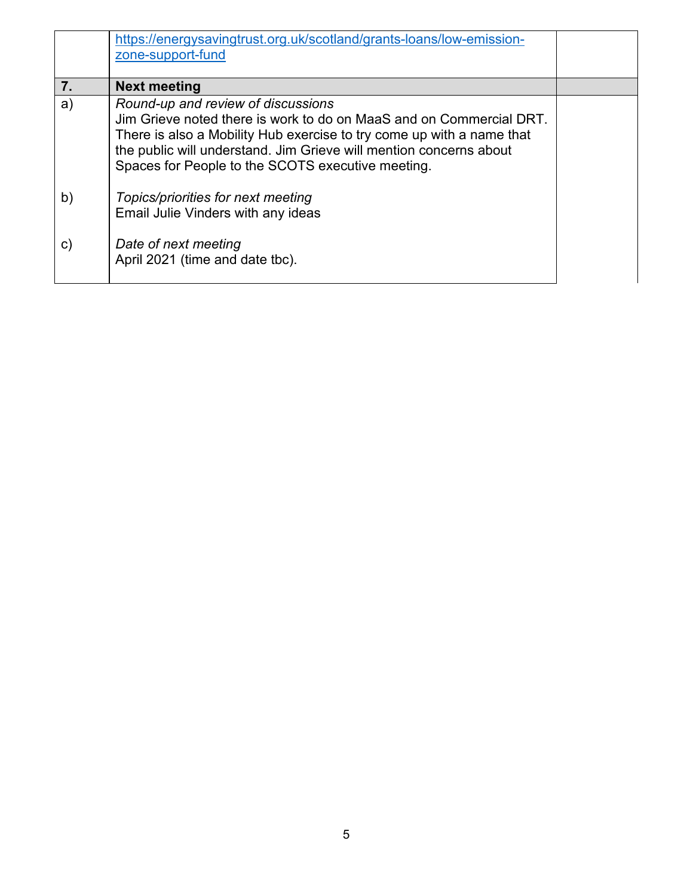| | | |
|---|---|---|
| | https://energysavingtrust.org.uk/scotland/grants-loans/low-emission-zone-support-fund | |
| **7.** | **Next meeting** | |
| a) | *Round-up and review of discussions*<br>Jim Grieve noted there is work to do on MaaS and on Commercial DRT. There is also a Mobility Hub exercise to try come up with a name that the public will understand. Jim Grieve will mention concerns about Spaces for People to the SCOTS executive meeting. | |
| b) | *Topics/priorities for next meeting*<br>Email Julie Vinders with any ideas | |
| c) | *Date of next meeting*<br>April 2021 (time and date tbc). | |